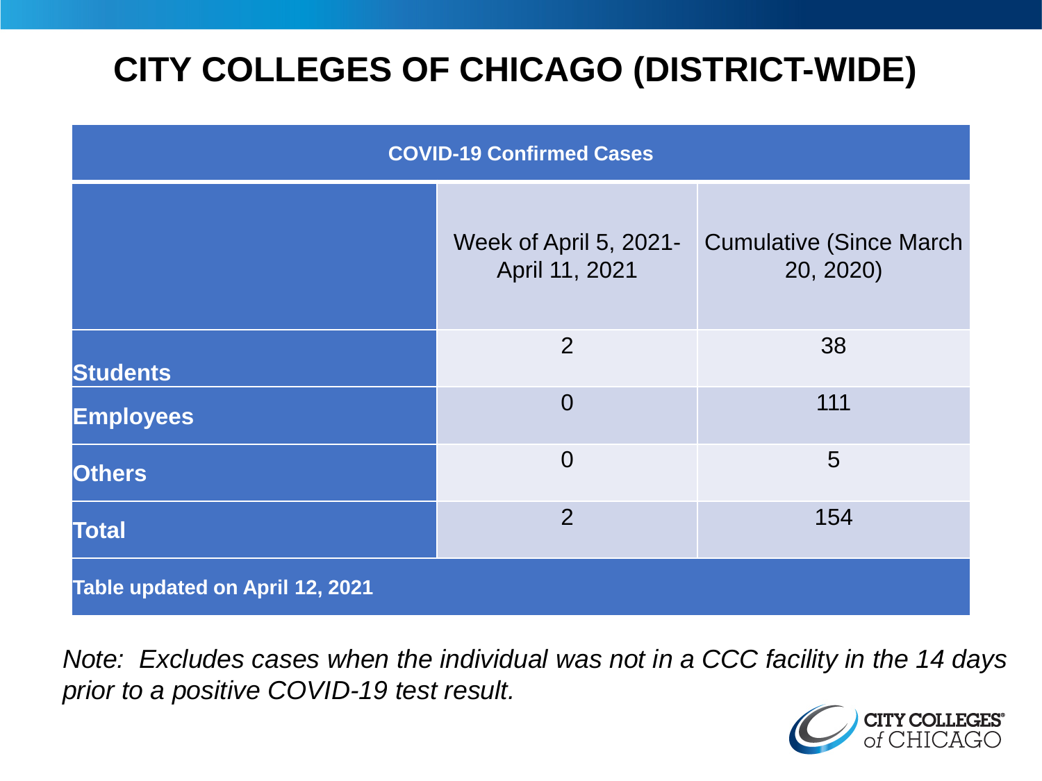# CITY COLLEGES OF CHICAGO (DISTRICT-WIDE)

| COVID-19 Confirmed Cases | | |
|---|---|---|
| | Week of April 5, 2021- April 11, 2021 | Cumulative (Since March 20, 2020) |
| **Students** | 2 | 38 |
| **Employees** | 0 | 111 |
| **Others** | 0 | 5 |
| **Total** | 2 | 154 |
| **Table updated on April 12, 2021** | | |

*Note: Excludes cases when the individual was not in a CCC facility in the 14 days prior to a positive COVID-19 test result.*

CITY COLLEGES of CHICAGO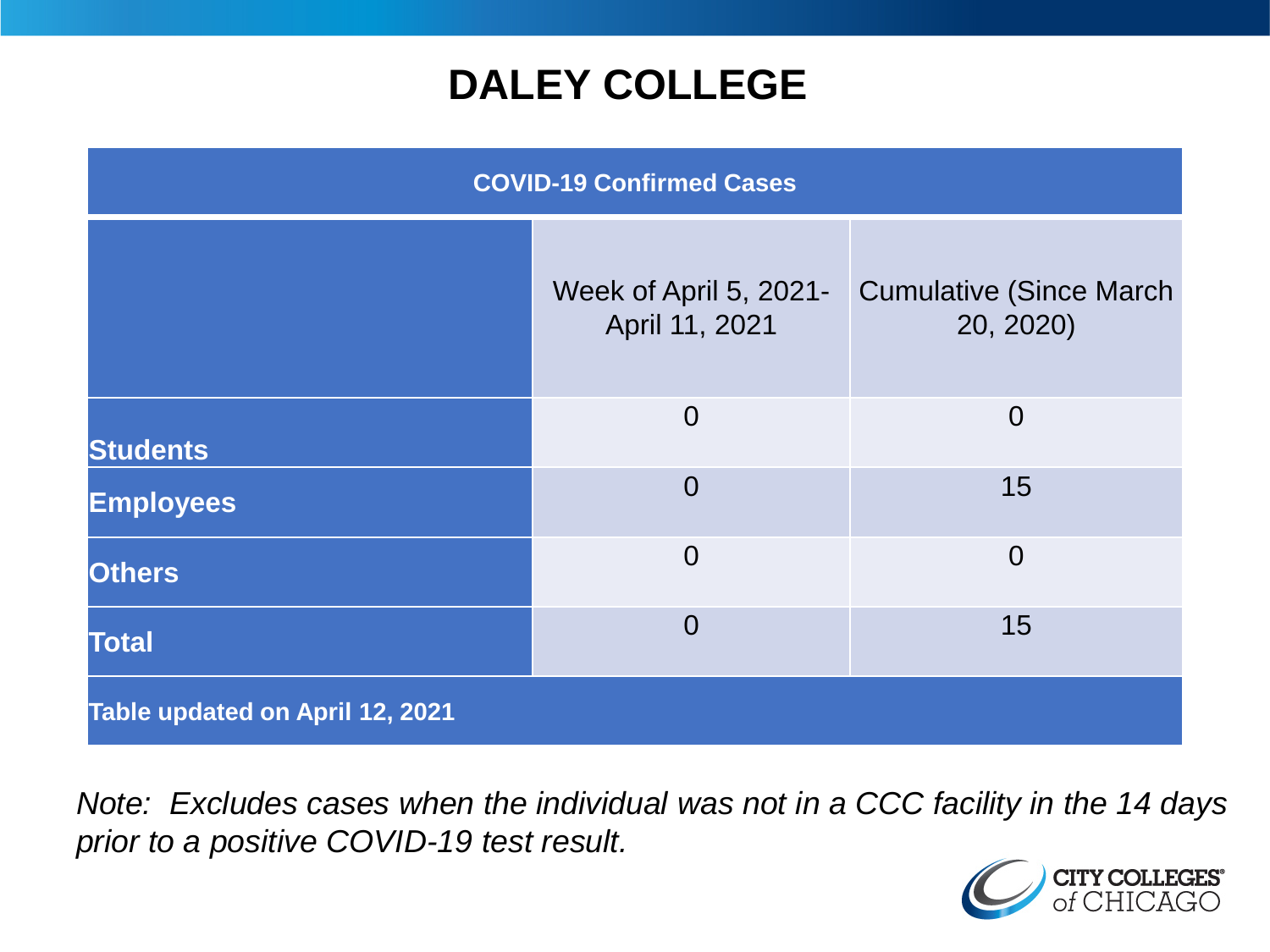# DALEY COLLEGE

| COVID-19 Confirmed Cases | | |
|---|---|---|
| | Week of April 5, 2021-April 11, 2021 | Cumulative (Since March 20, 2020) |
| **Students** | 0 | 0 |
| **Employees** | 0 | 15 |
| **Others** | 0 | 0 |
| **Total** | 0 | 15 |
| **Table updated on April 12, 2021** | | |

*Note: Excludes cases when the individual was not in a CCC facility in the 14 days prior to a positive COVID-19 test result.*

CITY COLLEGES of CHICAGO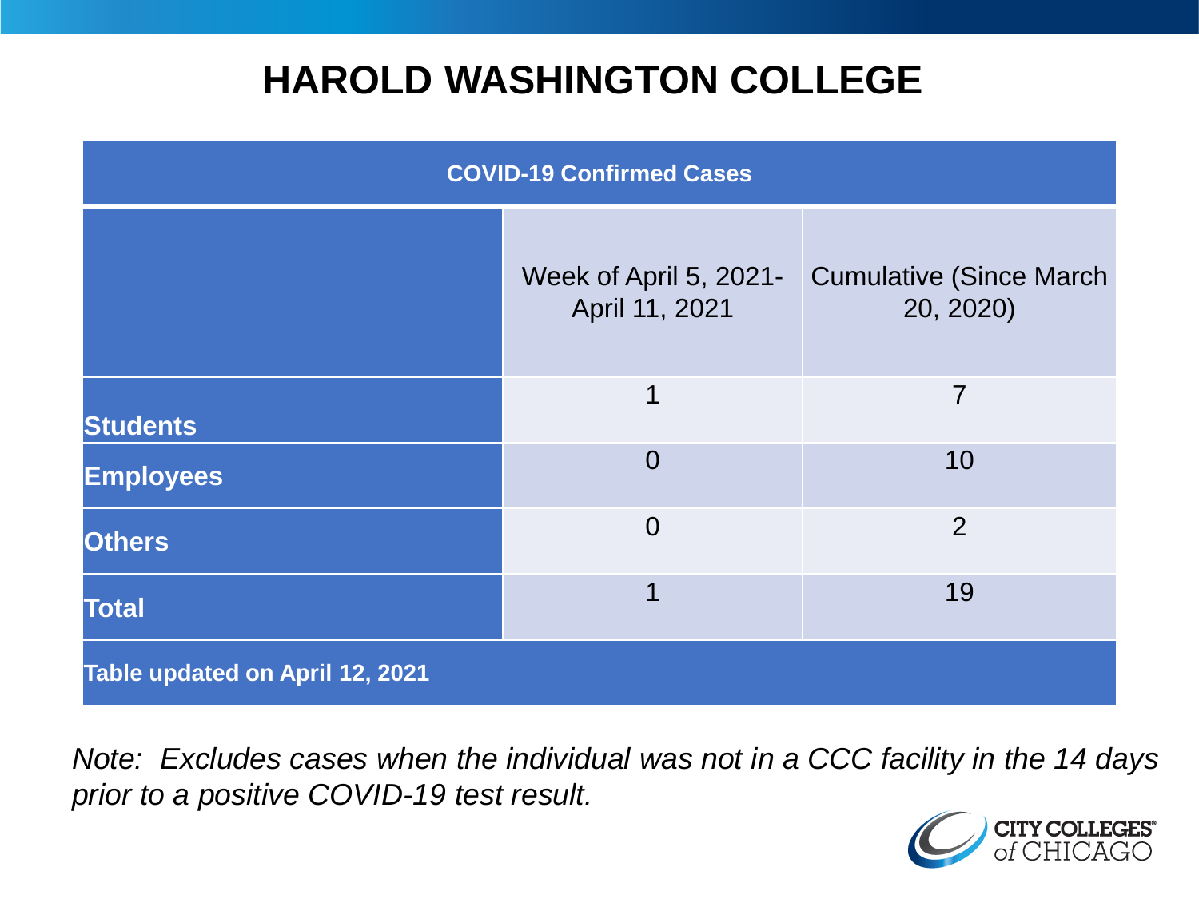# HAROLD WASHINGTON COLLEGE

| COVID-19 Confirmed Cases | | |
|---|---|---|
| | Week of April 5, 2021-April 11, 2021 | Cumulative (Since March 20, 2020) |
| **Students** | 1 | 7 |
| **Employees** | 0 | 10 |
| **Others** | 0 | 2 |
| **Total** | 1 | 19 |
| **Table updated on April 12, 2021** | | |

*Note: Excludes cases when the individual was not in a CCC facility in the 14 days prior to a positive COVID-19 test result.*

CITY COLLEGES of CHICAGO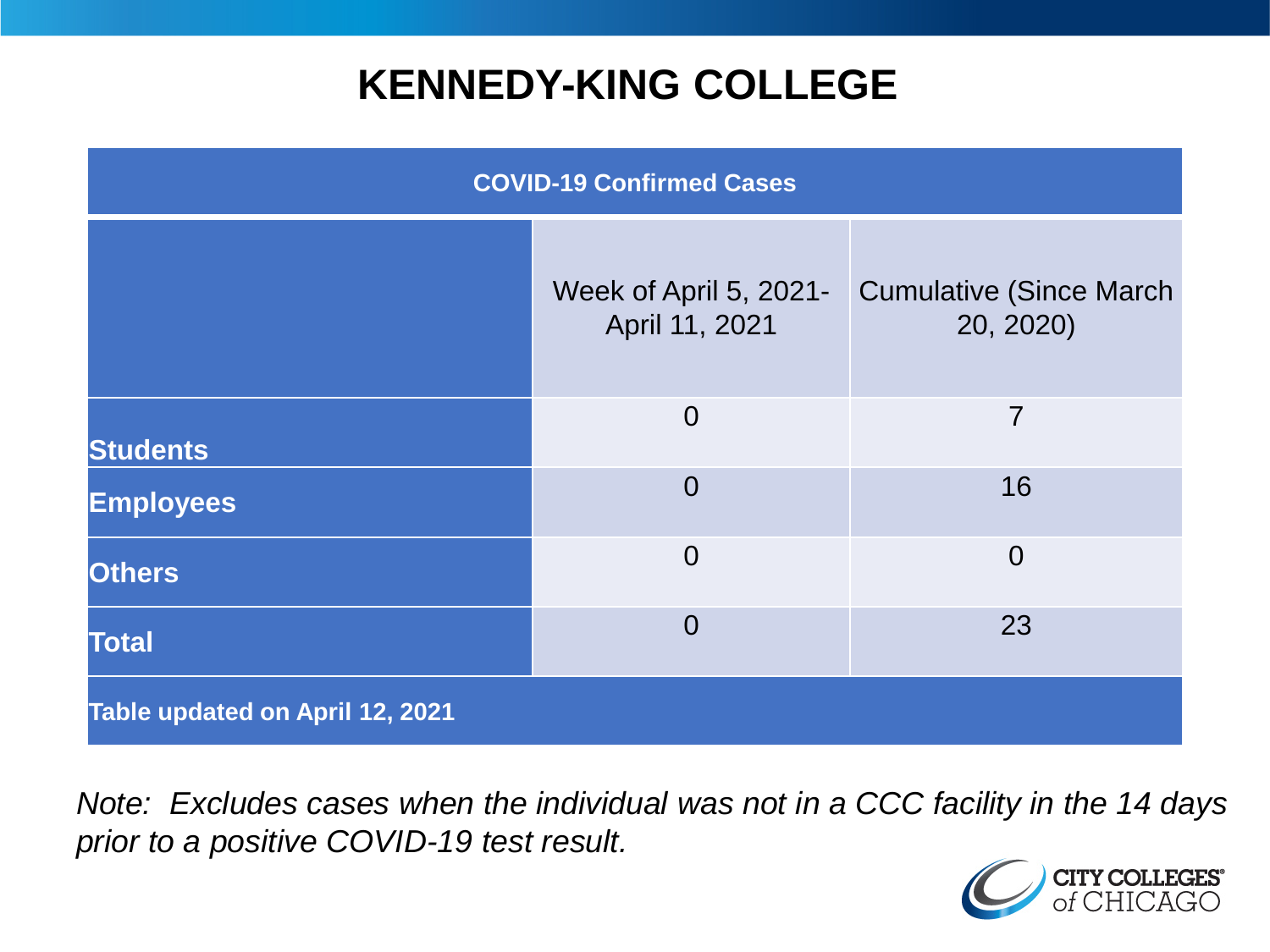# KENNEDY-KING COLLEGE

| COVID-19 Confirmed Cases | | |
|---|---|---|
| | Week of April 5, 2021- April 11, 2021 | Cumulative (Since March 20, 2020) |
| **Students** | 0 | 7 |
| **Employees** | 0 | 16 |
| **Others** | 0 | 0 |
| **Total** | 0 | 23 |
| **Table updated on April 12, 2021** | | |

*Note: Excludes cases when the individual was not in a CCC facility in the 14 days prior to a positive COVID-19 test result.*

CITY COLLEGES of CHICAGO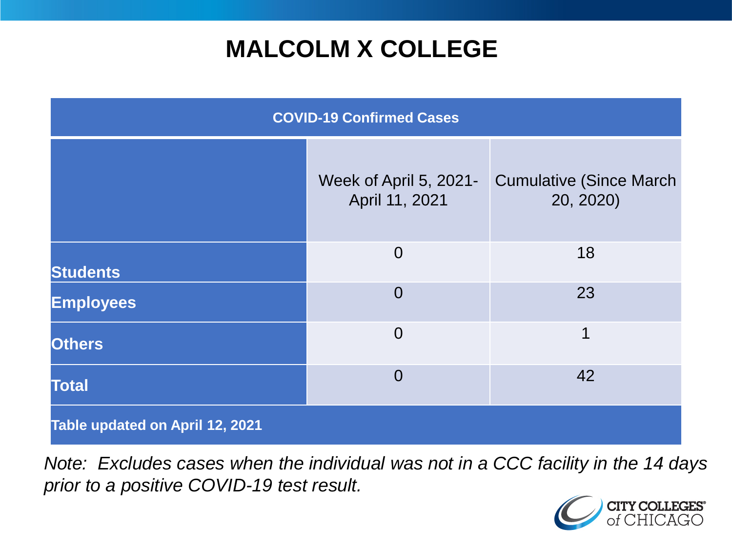# MALCOLM X COLLEGE

| COVID-19 Confirmed Cases | | |
|---|---|---|
| | Week of April 5, 2021- April 11, 2021 | Cumulative (Since March 20, 2020) |
| **Students** | 0 | 18 |
| **Employees** | 0 | 23 |
| **Others** | 0 | 1 |
| **Total** | 0 | 42 |
| **Table updated on April 12, 2021** | | |

*Note: Excludes cases when the individual was not in a CCC facility in the 14 days prior to a positive COVID-19 test result.*

CITY COLLEGES of CHICAGO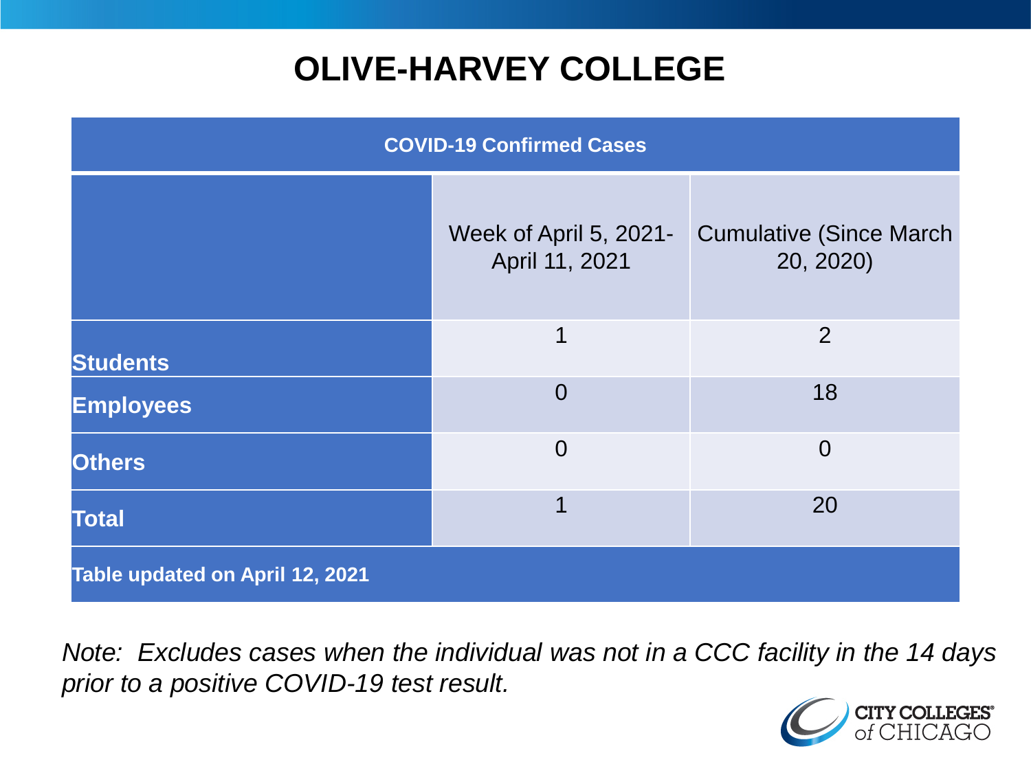# OLIVE-HARVEY COLLEGE

| COVID-19 Confirmed Cases | | |
|---|---|---|
| | Week of April 5, 2021- April 11, 2021 | Cumulative (Since March 20, 2020) |
| **Students** | 1 | 2 |
| **Employees** | 0 | 18 |
| **Others** | 0 | 0 |
| **Total** | 1 | 20 |
| **Table updated on April 12, 2021** | | |

*Note: Excludes cases when the individual was not in a CCC facility in the 14 days prior to a positive COVID-19 test result.*

CITY COLLEGES of CHICAGO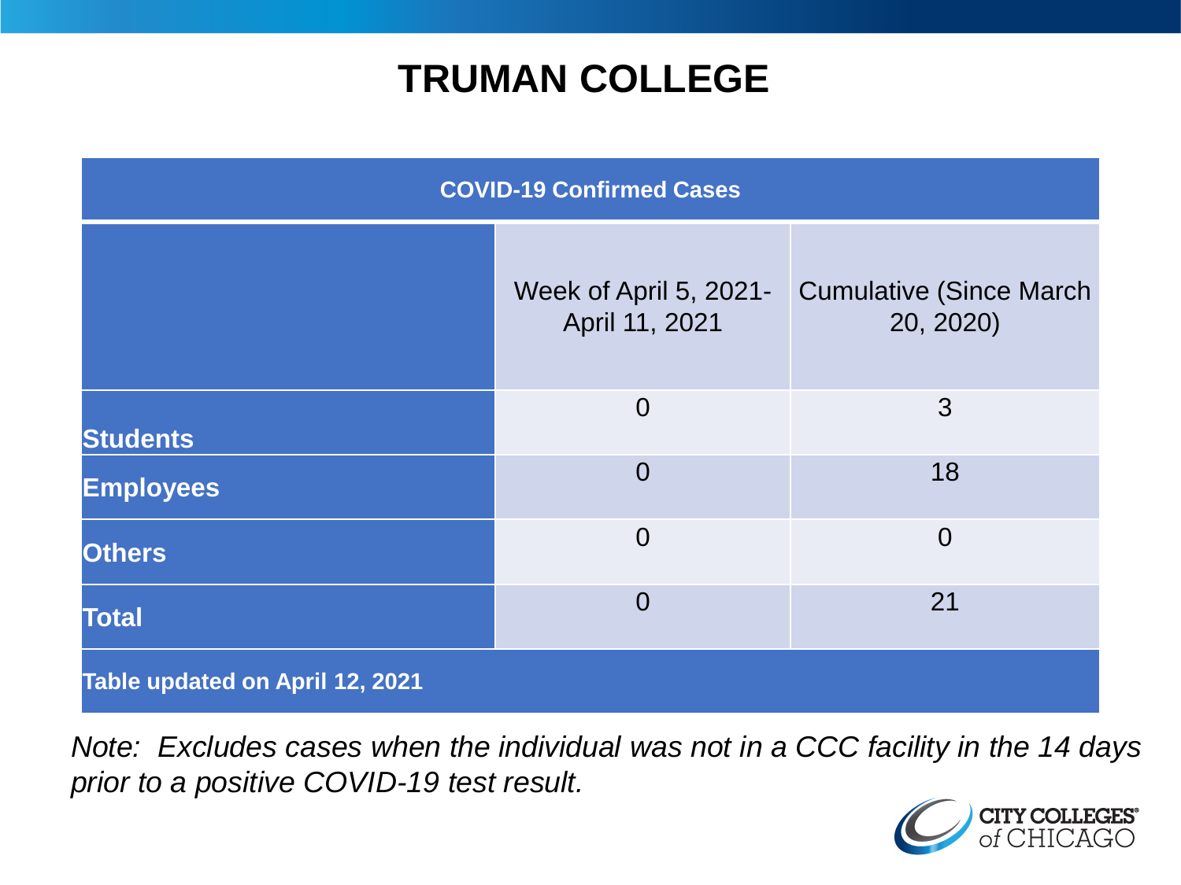# TRUMAN COLLEGE

| COVID-19 Confirmed Cases | | |
|---|---|---|
| | Week of April 5, 2021-April 11, 2021 | Cumulative (Since March 20, 2020) |
| **Students** | 0 | 3 |
| **Employees** | 0 | 18 |
| **Others** | 0 | 0 |
| **Total** | 0 | 21 |
| **Table updated on April 12, 2021** | | |

*Note: Excludes cases when the individual was not in a CCC facility in the 14 days prior to a positive COVID-19 test result.*

CITY COLLEGES of CHICAGO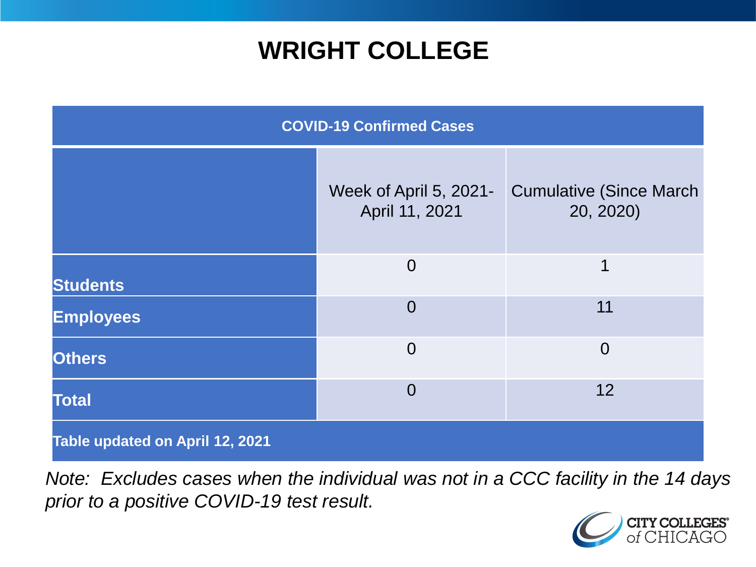# WRIGHT COLLEGE

| COVID-19 Confirmed Cases | | |
|---|---|---|
| | Week of April 5, 2021- April 11, 2021 | Cumulative (Since March 20, 2020) |
| **Students** | 0 | 1 |
| **Employees** | 0 | 11 |
| **Others** | 0 | 0 |
| **Total** | 0 | 12 |
| **Table updated on April 12, 2021** | | |

*Note: Excludes cases when the individual was not in a CCC facility in the 14 days prior to a positive COVID-19 test result.*

CITY COLLEGES of CHICAGO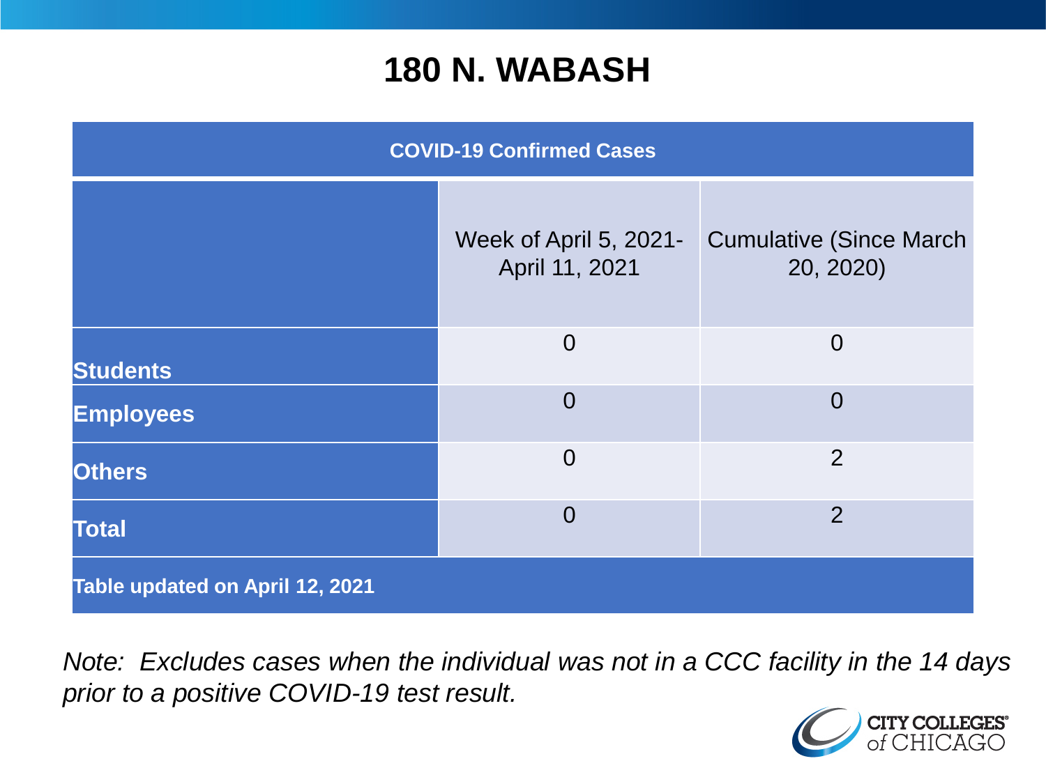# 180 N. WABASH

| COVID-19 Confirmed Cases | | |
|---|---|---|
| | Week of April 5, 2021- April 11, 2021 | Cumulative (Since March 20, 2020) |
| **Students** | 0 | 0 |
| **Employees** | 0 | 0 |
| **Others** | 0 | 2 |
| **Total** | 0 | 2 |
| **Table updated on April 12, 2021** | | |

*Note: Excludes cases when the individual was not in a CCC facility in the 14 days prior to a positive COVID-19 test result.*

CITY COLLEGES of CHICAGO